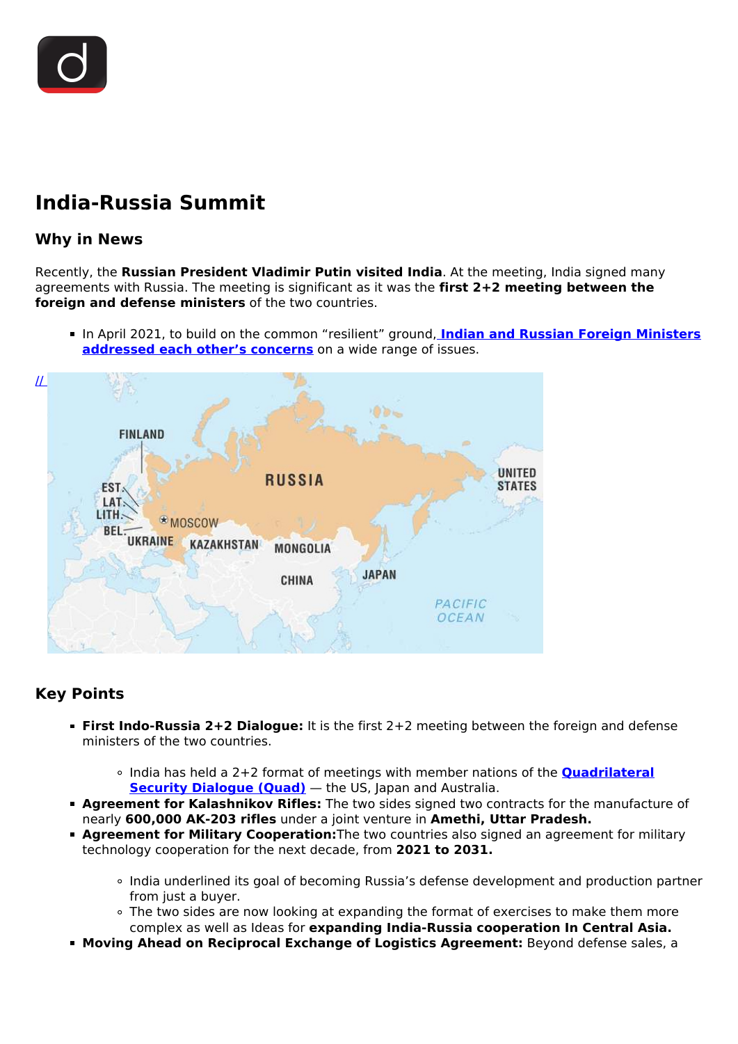# India-Russia Summit

## Why in News

Recently, the **Russian President Vladimir Putin visited India**. At the meeting, India signed many agreements with Russia. The meeting is significant as it was the **first 2+2 meeting between the foreign and defense ministers** of the two countries.

- In April 2021, to build on the common "resilient" ground, **Indian and Russian Foreign Ministers addressed each other's concerns** on a wide range of issues.

## Key Points

- **First Indo-Russia 2+2 Dialogue:** It is the first 2+2 meeting between the foreign and defense ministers of the two countries.
  - India has held a 2+2 format of meetings with member nations of the **Quadrilateral Security Dialogue (Quad)** — the US, Japan and Australia.
- **Agreement for Kalashnikov Rifles:** The two sides signed two contracts for the manufacture of nearly **600,000 AK-203 rifles** under a joint venture in **Amethi, Uttar Pradesh.**
- **Agreement for Military Cooperation:** The two countries also signed an agreement for military technology cooperation for the next decade, from **2021 to 2031.**
  - India underlined its goal of becoming Russia's defense development and production partner from just a buyer.
  - The two sides are now looking at expanding the format of exercises to make them more complex as well as Ideas for **expanding India-Russia cooperation In Central Asia.**
- **Moving Ahead on Reciprocal Exchange of Logistics Agreement:** Beyond defense sales, a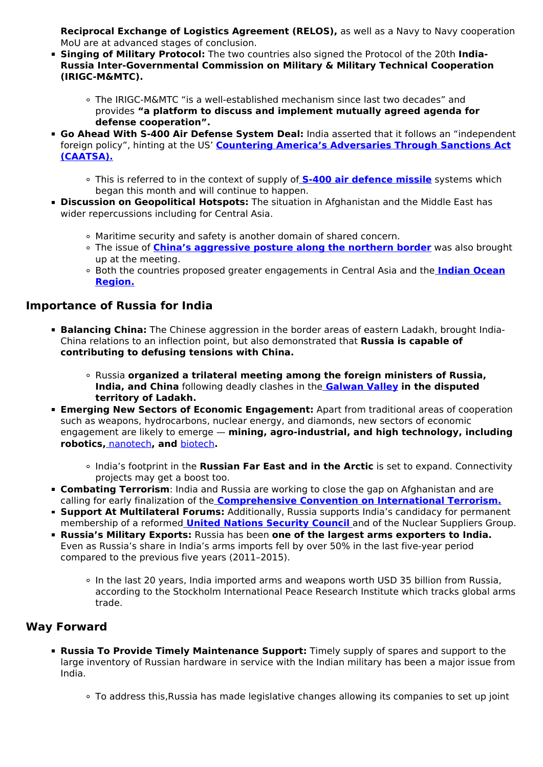**Reciprocal Exchange of Logistics Agreement (RELOS),** as well as a Navy to Navy cooperation MoU are at advanced stages of conclusion.

- **Singing of Military Protocol:** The two countries also signed the Protocol of the 20th **India-Russia Inter-Governmental Commission on Military & Military Technical Cooperation (IRIGC-M&MTC).**
  - The IRIGC-M&MTC "is a well-established mechanism since last two decades" and provides **"a platform to discuss and implement mutually agreed agenda for defense cooperation".**
- **Go Ahead With S-400 Air Defense System Deal:** India asserted that it follows an "independent foreign policy", hinting at the US' **Countering America's Adversaries Through Sanctions Act (CAATSA).**
  - This is referred to in the context of supply of **S-400 air defence missile** systems which began this month and will continue to happen.
- **Discussion on Geopolitical Hotspots:** The situation in Afghanistan and the Middle East has wider repercussions including for Central Asia.
  - Maritime security and safety is another domain of shared concern.
  - The issue of **China's aggressive posture along the northern border** was also brought up at the meeting.
  - Both the countries proposed greater engagements in Central Asia and the **Indian Ocean Region.**

## Importance of Russia for India

- **Balancing China:** The Chinese aggression in the border areas of eastern Ladakh, brought India-China relations to an inflection point, but also demonstrated that **Russia is capable of contributing to defusing tensions with China.**
  - Russia **organized a trilateral meeting among the foreign ministers of Russia, India, and China** following deadly clashes in the **Galwan Valley** **in the disputed territory of Ladakh.**
- **Emerging New Sectors of Economic Engagement:** Apart from traditional areas of cooperation such as weapons, hydrocarbons, nuclear energy, and diamonds, new sectors of economic engagement are likely to emerge — **mining, agro-industrial, and high technology, including robotics,** nanotech**, and** biotech**.**
  - India's footprint in the **Russian Far East and in the Arctic** is set to expand. Connectivity projects may get a boost too.
- **Combating Terrorism**: India and Russia are working to close the gap on Afghanistan and are calling for early finalization of the **Comprehensive Convention on International Terrorism.**
- **Support At Multilateral Forums:** Additionally, Russia supports India's candidacy for permanent membership of a reformed **United Nations Security Council** and of the Nuclear Suppliers Group.
- **Russia's Military Exports:** Russia has been **one of the largest arms exporters to India.** Even as Russia's share in India's arms imports fell by over 50% in the last five-year period compared to the previous five years (2011–2015).
  - In the last 20 years, India imported arms and weapons worth USD 35 billion from Russia, according to the Stockholm International Peace Research Institute which tracks global arms trade.

## Way Forward

- **Russia To Provide Timely Maintenance Support:** Timely supply of spares and support to the large inventory of Russian hardware in service with the Indian military has been a major issue from India.
  - To address this,Russia has made legislative changes allowing its companies to set up joint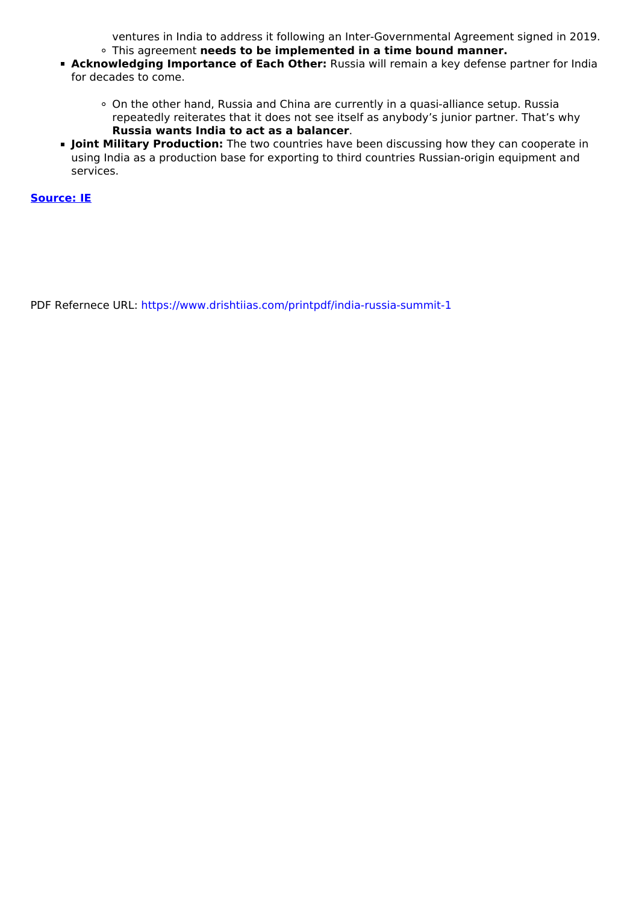- ventures in India to address it following an Inter-Governmental Agreement signed in 2019.
    - This agreement **needs to be implemented in a time bound manner.**
- **Acknowledging Importance of Each Other:** Russia will remain a key defense partner for India for decades to come.
    - On the other hand, Russia and China are currently in a quasi-alliance setup. Russia repeatedly reiterates that it does not see itself as anybody's junior partner. That's why **Russia wants India to act as a balancer**.
- **Joint Military Production:** The two countries have been discussing how they can cooperate in using India as a production base for exporting to third countries Russian-origin equipment and services.

**Source: IE**

PDF Refernece URL: https://www.drishtiias.com/printpdf/india-russia-summit-1